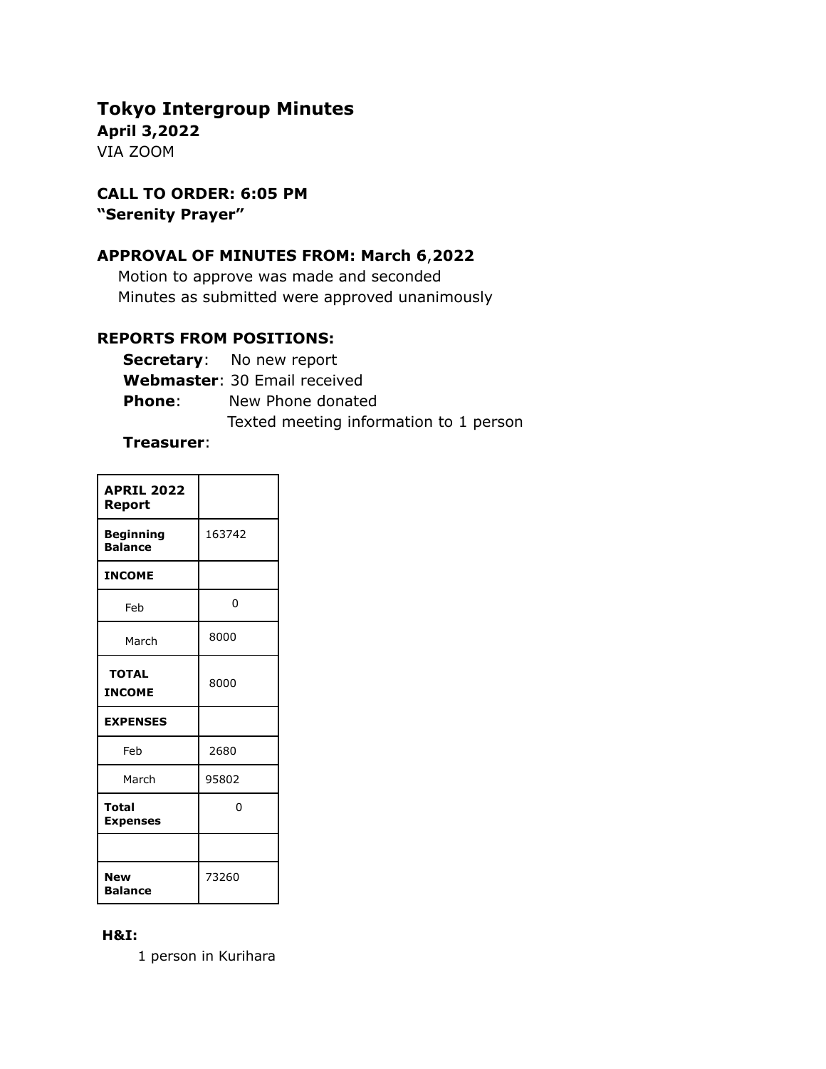# Tokyo Intergroup Minutes

**April 3,2022**

VIA ZOOM

**CALL TO ORDER: 6:05 PM**

**"Serenity Prayer"**

**APPROVAL OF MINUTES FROM: March 6,2022**

Motion to approve was made and seconded

Minutes as submitted were approved unanimously

**REPORTS FROM POSITIONS:**

**Secretary**: No new report

**Webmaster**: 30 Email received

**Phone**: New Phone donated

Texted meeting information to 1 person

**Treasurer**:

| **APRIL 2022 Report** | |
|---|---|
| **Beginning Balance** | 163742 |
| **INCOME** | |
| Feb | 0 |
| March | 8000 |
| **TOTAL INCOME** | 8000 |
| **EXPENSES** | |
| Feb | 2680 |
| March | 95802 |
| **Total Expenses** | 0 |
| | |
| **New Balance** | 73260 |

**H&I:**

1 person in Kurihara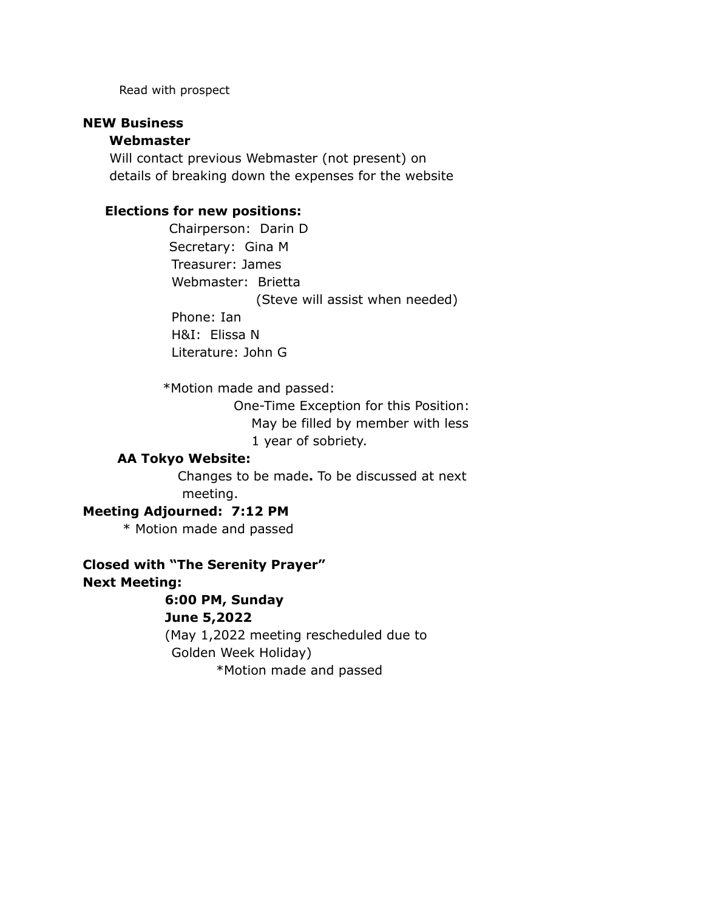Read with prospect

**NEW Business**

**Webmaster**

Will contact previous Webmaster (not present) on details of breaking down the expenses for the website

**Elections for new positions:**

Chairperson: Darin D
Secretary: Gina M
Treasurer: James
Webmaster: Brietta
(Steve will assist when needed)
Phone: Ian
H&I: Elissa N
Literature: John G

*Motion made and passed:
One-Time Exception for this Position:
May be filled by member with less 1 year of sobriety.

**AA Tokyo Website:**

Changes to be made**.** To be discussed at next meeting.

**Meeting Adjourned: 7:12 PM**

* Motion made and passed

**Closed with "The Serenity Prayer"**

**Next Meeting:**

**6:00 PM, Sunday**
**June 5,2022**
(May 1,2022 meeting rescheduled due to Golden Week Holiday)
*Motion made and passed